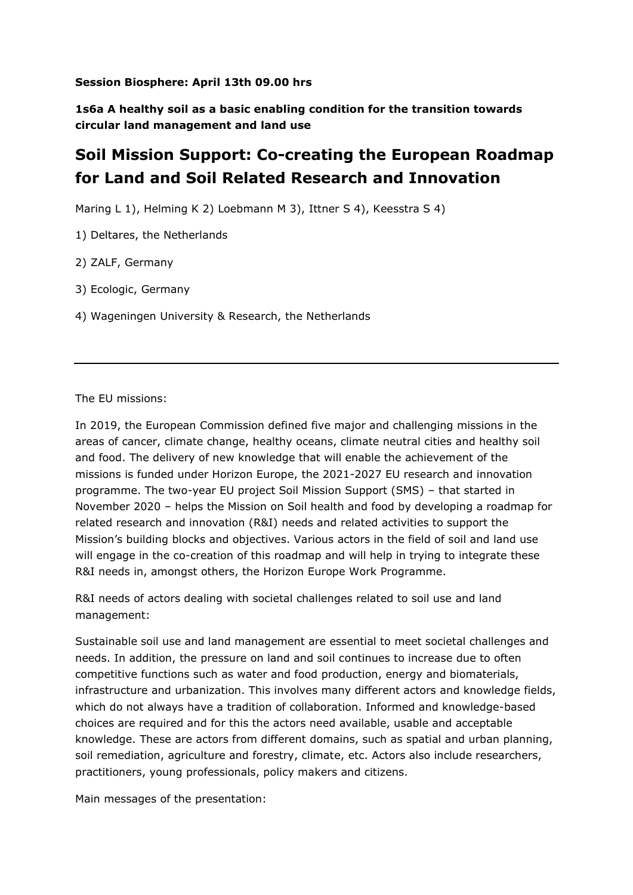**Session Biosphere: April 13th 09.00 hrs**

**1s6a A healthy soil as a basic enabling condition for the transition towards circular land management and land use**

# Soil Mission Support: Co-creating the European Roadmap for Land and Soil Related Research and Innovation

Maring L 1), Helming K 2) Loebmann M 3), Ittner S 4), Keesstra S 4)

1) Deltares, the Netherlands

2) ZALF, Germany

3) Ecologic, Germany

4) Wageningen University & Research, the Netherlands

---

The EU missions:

In 2019, the European Commission defined five major and challenging missions in the areas of cancer, climate change, healthy oceans, climate neutral cities and healthy soil and food. The delivery of new knowledge that will enable the achievement of the missions is funded under Horizon Europe, the 2021-2027 EU research and innovation programme. The two-year EU project Soil Mission Support (SMS) – that started in November 2020 – helps the Mission on Soil health and food by developing a roadmap for related research and innovation (R&I) needs and related activities to support the Mission's building blocks and objectives. Various actors in the field of soil and land use will engage in the co-creation of this roadmap and will help in trying to integrate these R&I needs in, amongst others, the Horizon Europe Work Programme.

R&I needs of actors dealing with societal challenges related to soil use and land management:

Sustainable soil use and land management are essential to meet societal challenges and needs. In addition, the pressure on land and soil continues to increase due to often competitive functions such as water and food production, energy and biomaterials, infrastructure and urbanization. This involves many different actors and knowledge fields, which do not always have a tradition of collaboration. Informed and knowledge-based choices are required and for this the actors need available, usable and acceptable knowledge. These are actors from different domains, such as spatial and urban planning, soil remediation, agriculture and forestry, climate, etc. Actors also include researchers, practitioners, young professionals, policy makers and citizens.

Main messages of the presentation: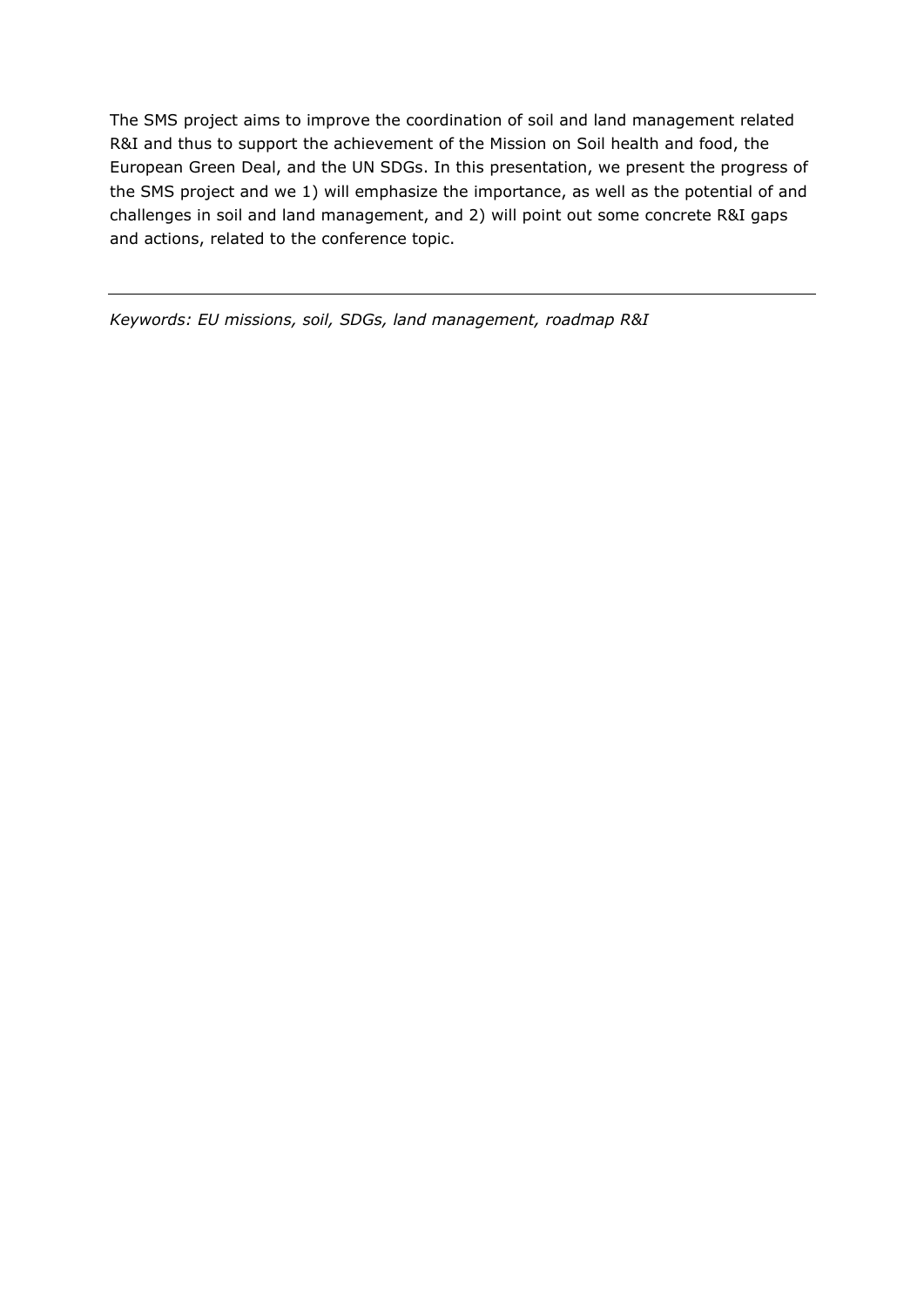The SMS project aims to improve the coordination of soil and land management related R&I and thus to support the achievement of the Mission on Soil health and food, the European Green Deal, and the UN SDGs. In this presentation, we present the progress of the SMS project and we 1) will emphasize the importance, as well as the potential of and challenges in soil and land management, and 2) will point out some concrete R&I gaps and actions, related to the conference topic.

---

*Keywords: EU missions, soil, SDGs, land management, roadmap R&I*